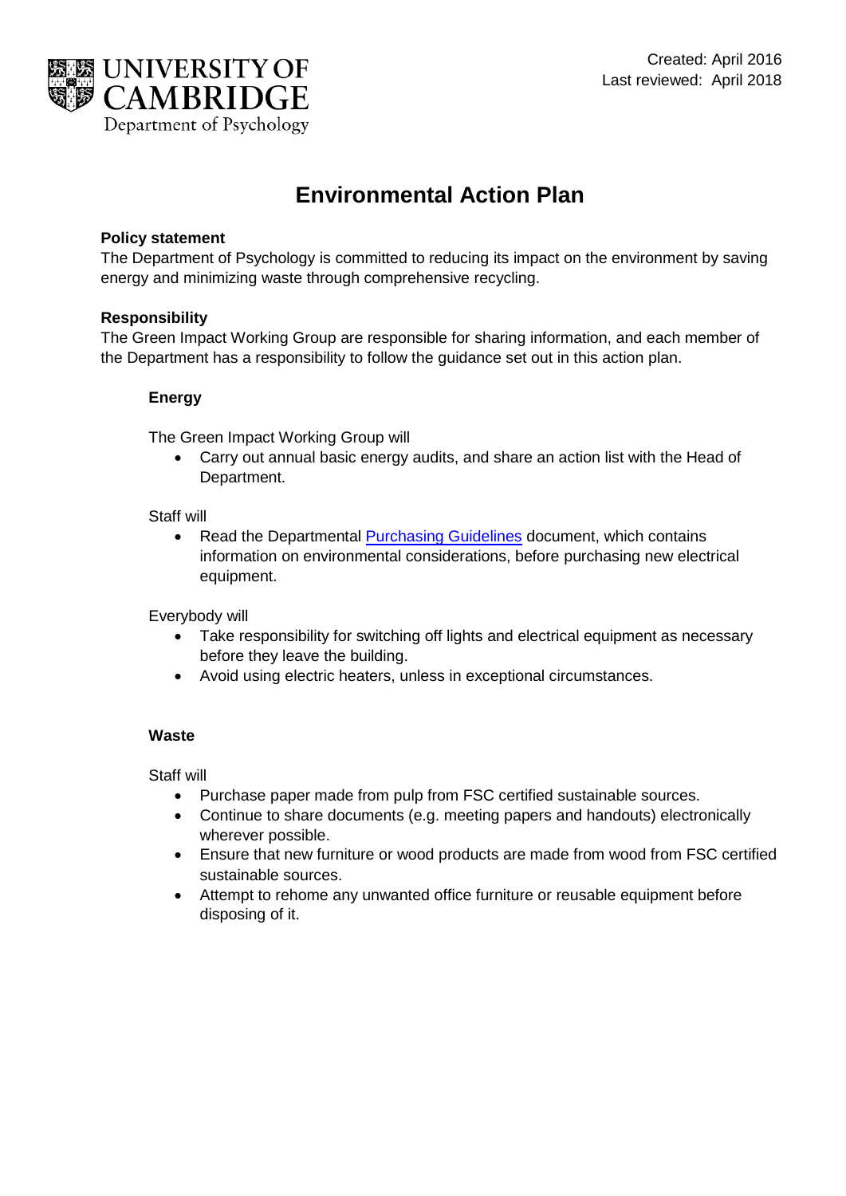UNIVERSITY OF CAMBRIDGE
Department of Psychology

Created: April 2016
Last reviewed: April 2018

# Environmental Action Plan

**Policy statement**
The Department of Psychology is committed to reducing its impact on the environment by saving energy and minimizing waste through comprehensive recycling.

**Responsibility**
The Green Impact Working Group are responsible for sharing information, and each member of the Department has a responsibility to follow the guidance set out in this action plan.

### Energy

The Green Impact Working Group will

- Carry out annual basic energy audits, and share an action list with the Head of Department.

Staff will

- Read the Departmental Purchasing Guidelines document, which contains information on environmental considerations, before purchasing new electrical equipment.

Everybody will

- Take responsibility for switching off lights and electrical equipment as necessary before they leave the building.
- Avoid using electric heaters, unless in exceptional circumstances.

### Waste

Staff will

- Purchase paper made from pulp from FSC certified sustainable sources.
- Continue to share documents (e.g. meeting papers and handouts) electronically wherever possible.
- Ensure that new furniture or wood products are made from wood from FSC certified sustainable sources.
- Attempt to rehome any unwanted office furniture or reusable equipment before disposing of it.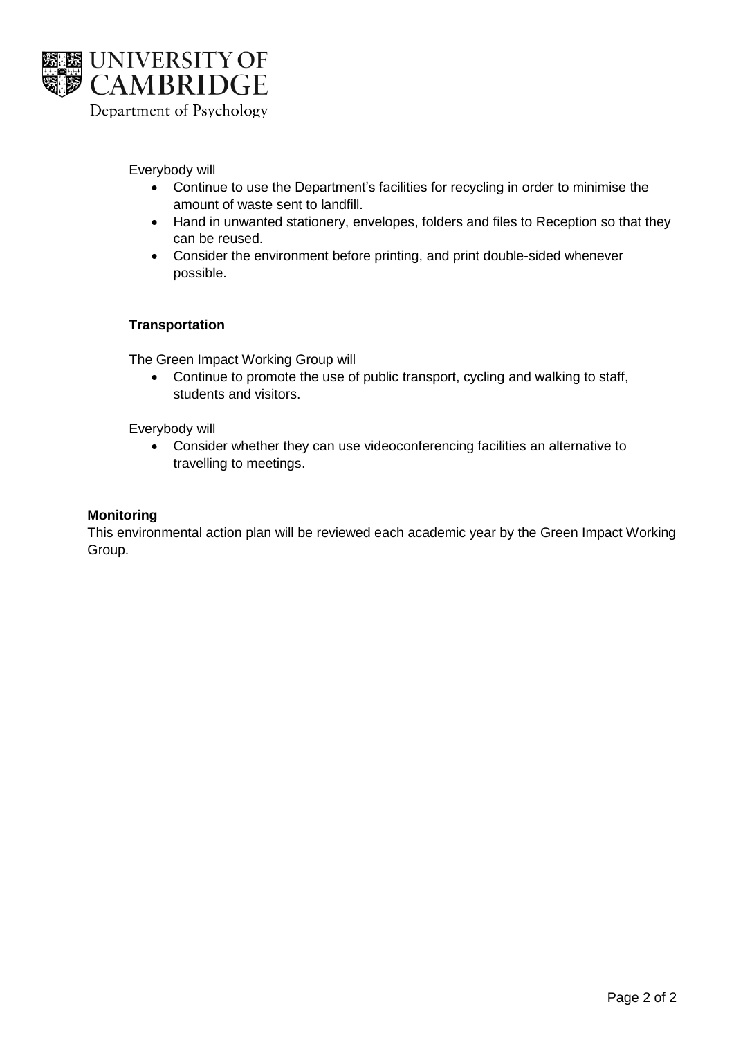Everybody will

- Continue to use the Department's facilities for recycling in order to minimise the amount of waste sent to landfill.
- Hand in unwanted stationery, envelopes, folders and files to Reception so that they can be reused.
- Consider the environment before printing, and print double-sided whenever possible.

### Transportation

The Green Impact Working Group will

- Continue to promote the use of public transport, cycling and walking to staff, students and visitors.

Everybody will

- Consider whether they can use videoconferencing facilities an alternative to travelling to meetings.

## Monitoring

This environmental action plan will be reviewed each academic year by the Green Impact Working Group.